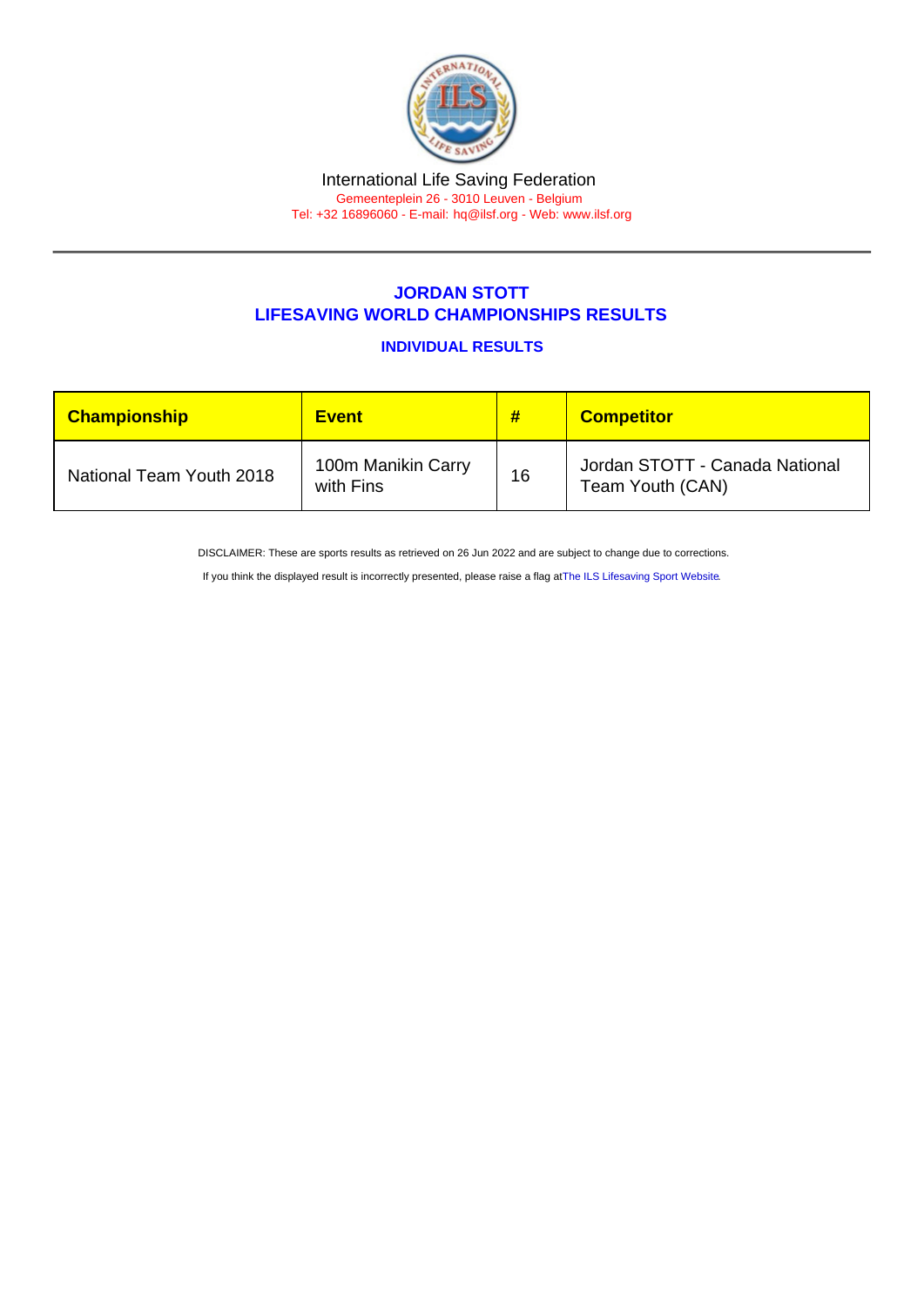International Life Saving Federation

Gemeenteplein 26 - 3010 Leuven - Belgium

Tel: +32 16896060 - E-mail: hq@ilsf.org - Web: www.ilsf.org

## JORDAN STOTT
## LIFESAVING WORLD CHAMPIONSHIPS RESULTS

### INDIVIDUAL RESULTS

| Championship | Event | # | Competitor |
|---|---|---|---|
| National Team Youth 2018 | 100m Manikin Carry with Fins | 16 | Jordan STOTT - Canada National Team Youth (CAN) |

DISCLAIMER: These are sports results as retrieved on 26 Jun 2022 and are subject to change due to corrections.

If you think the displayed result is incorrectly presented, please raise a flag at The ILS Lifesaving Sport Website.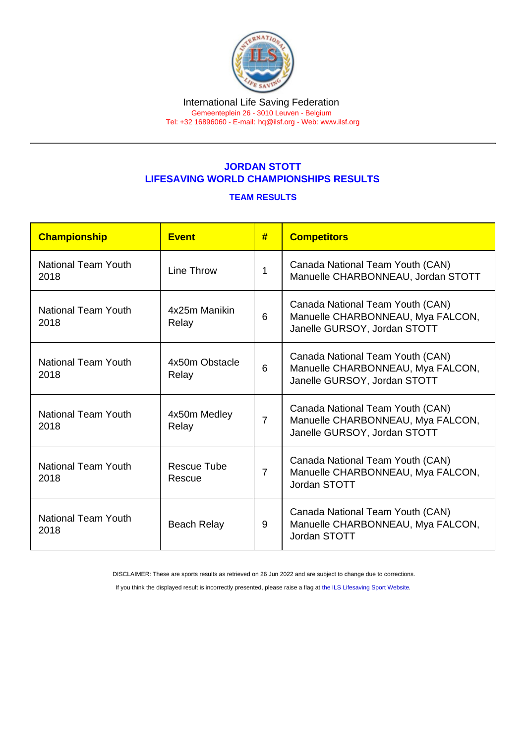International Life Saving Federation
Gemeenteplein 26 - 3010 Leuven - Belgium
Tel: +32 16896060 - E-mail: hq@ilsf.org - Web: www.ilsf.org

## JORDAN STOTT
## LIFESAVING WORLD CHAMPIONSHIPS RESULTS

### TEAM RESULTS

| Championship | Event | # | Competitors |
|---|---|---|---|
| National Team Youth 2018 | Line Throw | 1 | Canada National Team Youth (CAN) Manuelle CHARBONNEAU, Jordan STOTT |
| National Team Youth 2018 | 4x25m Manikin Relay | 6 | Canada National Team Youth (CAN) Manuelle CHARBONNEAU, Mya FALCON, Janelle GURSOY, Jordan STOTT |
| National Team Youth 2018 | 4x50m Obstacle Relay | 6 | Canada National Team Youth (CAN) Manuelle CHARBONNEAU, Mya FALCON, Janelle GURSOY, Jordan STOTT |
| National Team Youth 2018 | 4x50m Medley Relay | 7 | Canada National Team Youth (CAN) Manuelle CHARBONNEAU, Mya FALCON, Janelle GURSOY, Jordan STOTT |
| National Team Youth 2018 | Rescue Tube Rescue | 7 | Canada National Team Youth (CAN) Manuelle CHARBONNEAU, Mya FALCON, Jordan STOTT |
| National Team Youth 2018 | Beach Relay | 9 | Canada National Team Youth (CAN) Manuelle CHARBONNEAU, Mya FALCON, Jordan STOTT |

DISCLAIMER: These are sports results as retrieved on 26 Jun 2022 and are subject to change due to corrections.

If you think the displayed result is incorrectly presented, please raise a flag at the ILS Lifesaving Sport Website.